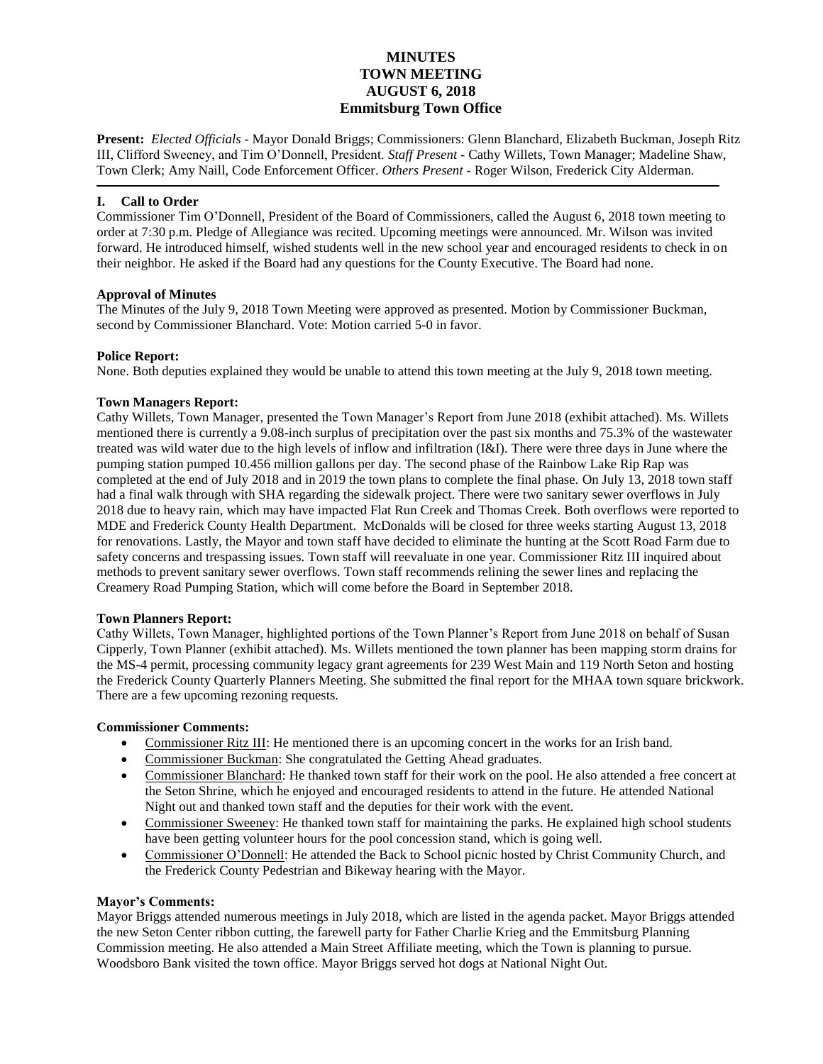# MINUTES
# TOWN MEETING
# AUGUST 6, 2018
# Emmitsburg Town Office

**Present:** *Elected Officials* - Mayor Donald Briggs; Commissioners: Glenn Blanchard, Elizabeth Buckman, Joseph Ritz III, Clifford Sweeney, and Tim O'Donnell, President. *Staff Present* - Cathy Willets, Town Manager; Madeline Shaw, Town Clerk; Amy Naill, Code Enforcement Officer. *Others Present* - Roger Wilson, Frederick City Alderman.

---

## I. Call to Order

Commissioner Tim O'Donnell, President of the Board of Commissioners, called the August 6, 2018 town meeting to order at 7:30 p.m. Pledge of Allegiance was recited. Upcoming meetings were announced. Mr. Wilson was invited forward. He introduced himself, wished students well in the new school year and encouraged residents to check in on their neighbor. He asked if the Board had any questions for the County Executive. The Board had none.

### Approval of Minutes

The Minutes of the July 9, 2018 Town Meeting were approved as presented. Motion by Commissioner Buckman, second by Commissioner Blanchard. Vote: Motion carried 5-0 in favor.

### Police Report:

None. Both deputies explained they would be unable to attend this town meeting at the July 9, 2018 town meeting.

### Town Managers Report:

Cathy Willets, Town Manager, presented the Town Manager's Report from June 2018 (exhibit attached). Ms. Willets mentioned there is currently a 9.08-inch surplus of precipitation over the past six months and 75.3% of the wastewater treated was wild water due to the high levels of inflow and infiltration (I&I). There were three days in June where the pumping station pumped 10.456 million gallons per day. The second phase of the Rainbow Lake Rip Rap was completed at the end of July 2018 and in 2019 the town plans to complete the final phase. On July 13, 2018 town staff had a final walk through with SHA regarding the sidewalk project. There were two sanitary sewer overflows in July 2018 due to heavy rain, which may have impacted Flat Run Creek and Thomas Creek. Both overflows were reported to MDE and Frederick County Health Department. McDonalds will be closed for three weeks starting August 13, 2018 for renovations. Lastly, the Mayor and town staff have decided to eliminate the hunting at the Scott Road Farm due to safety concerns and trespassing issues. Town staff will reevaluate in one year. Commissioner Ritz III inquired about methods to prevent sanitary sewer overflows. Town staff recommends relining the sewer lines and replacing the Creamery Road Pumping Station, which will come before the Board in September 2018.

### Town Planners Report:

Cathy Willets, Town Manager, highlighted portions of the Town Planner's Report from June 2018 on behalf of Susan Cipperly, Town Planner (exhibit attached). Ms. Willets mentioned the town planner has been mapping storm drains for the MS-4 permit, processing community legacy grant agreements for 239 West Main and 119 North Seton and hosting the Frederick County Quarterly Planners Meeting. She submitted the final report for the MHAA town square brickwork. There are a few upcoming rezoning requests.

### Commissioner Comments:

- Commissioner Ritz III: He mentioned there is an upcoming concert in the works for an Irish band.
- Commissioner Buckman: She congratulated the Getting Ahead graduates.
- Commissioner Blanchard: He thanked town staff for their work on the pool. He also attended a free concert at the Seton Shrine, which he enjoyed and encouraged residents to attend in the future. He attended National Night out and thanked town staff and the deputies for their work with the event.
- Commissioner Sweeney: He thanked town staff for maintaining the parks. He explained high school students have been getting volunteer hours for the pool concession stand, which is going well.
- Commissioner O'Donnell: He attended the Back to School picnic hosted by Christ Community Church, and the Frederick County Pedestrian and Bikeway hearing with the Mayor.

### Mayor's Comments:

Mayor Briggs attended numerous meetings in July 2018, which are listed in the agenda packet. Mayor Briggs attended the new Seton Center ribbon cutting, the farewell party for Father Charlie Krieg and the Emmitsburg Planning Commission meeting. He also attended a Main Street Affiliate meeting, which the Town is planning to pursue. Woodsboro Bank visited the town office. Mayor Briggs served hot dogs at National Night Out.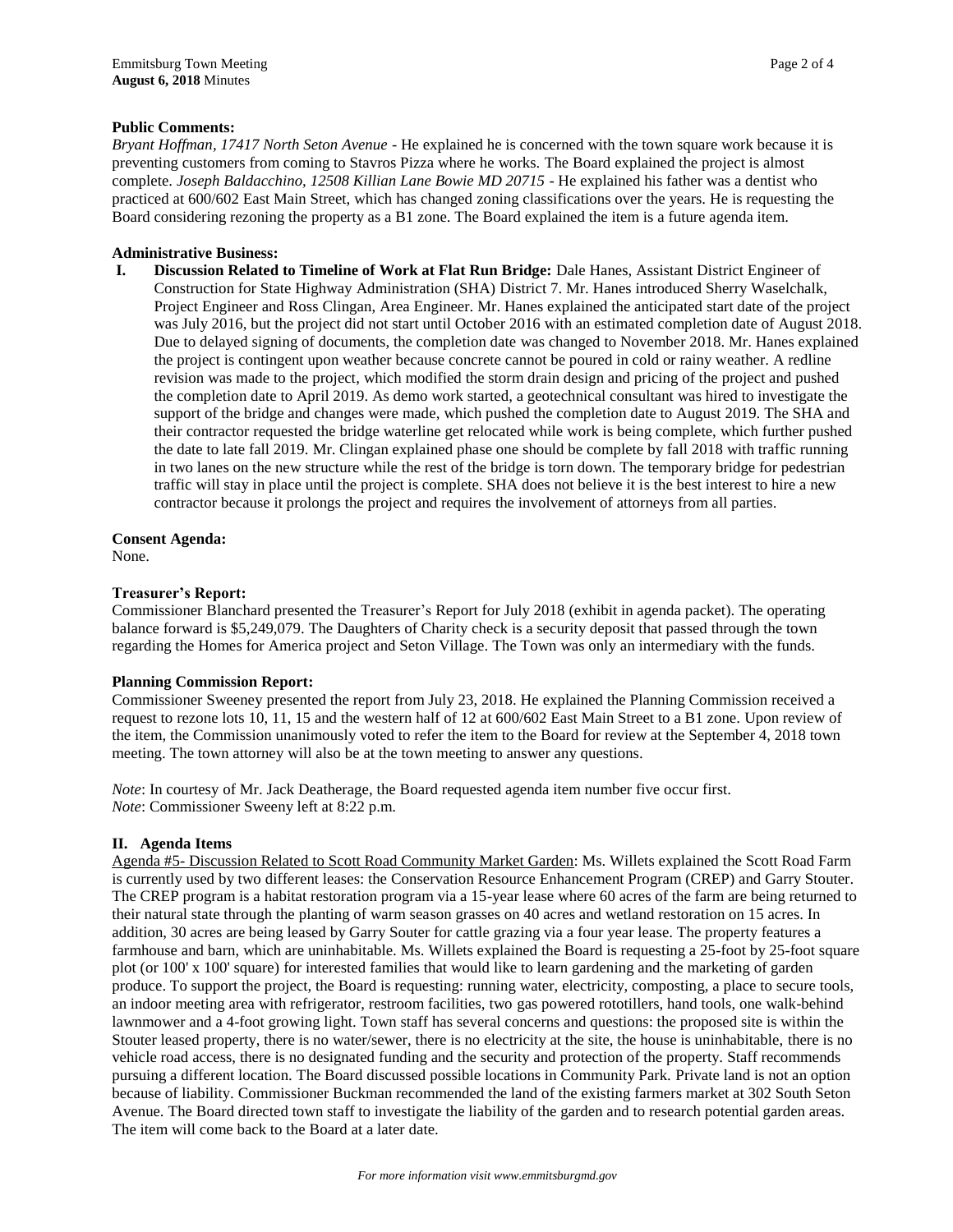**Public Comments:**

*Bryant Hoffman, 17417 North Seton Avenue* - He explained he is concerned with the town square work because it is preventing customers from coming to Stavros Pizza where he works. The Board explained the project is almost complete. *Joseph Baldacchino, 12508 Killian Lane Bowie MD 20715* - He explained his father was a dentist who practiced at 600/602 East Main Street, which has changed zoning classifications over the years. He is requesting the Board considering rezoning the property as a B1 zone. The Board explained the item is a future agenda item.

**Administrative Business:**

**I. Discussion Related to Timeline of Work at Flat Run Bridge:** Dale Hanes, Assistant District Engineer of Construction for State Highway Administration (SHA) District 7. Mr. Hanes introduced Sherry Waselchalk, Project Engineer and Ross Clingan, Area Engineer. Mr. Hanes explained the anticipated start date of the project was July 2016, but the project did not start until October 2016 with an estimated completion date of August 2018. Due to delayed signing of documents, the completion date was changed to November 2018. Mr. Hanes explained the project is contingent upon weather because concrete cannot be poured in cold or rainy weather. A redline revision was made to the project, which modified the storm drain design and pricing of the project and pushed the completion date to April 2019. As demo work started, a geotechnical consultant was hired to investigate the support of the bridge and changes were made, which pushed the completion date to August 2019. The SHA and their contractor requested the bridge waterline get relocated while work is being complete, which further pushed the date to late fall 2019. Mr. Clingan explained phase one should be complete by fall 2018 with traffic running in two lanes on the new structure while the rest of the bridge is torn down. The temporary bridge for pedestrian traffic will stay in place until the project is complete. SHA does not believe it is the best interest to hire a new contractor because it prolongs the project and requires the involvement of attorneys from all parties.

**Consent Agenda:**

None.

**Treasurer's Report:**

Commissioner Blanchard presented the Treasurer's Report for July 2018 (exhibit in agenda packet). The operating balance forward is $5,249,079. The Daughters of Charity check is a security deposit that passed through the town regarding the Homes for America project and Seton Village. The Town was only an intermediary with the funds.

**Planning Commission Report:**

Commissioner Sweeney presented the report from July 23, 2018. He explained the Planning Commission received a request to rezone lots 10, 11, 15 and the western half of 12 at 600/602 East Main Street to a B1 zone. Upon review of the item, the Commission unanimously voted to refer the item to the Board for review at the September 4, 2018 town meeting. The town attorney will also be at the town meeting to answer any questions.

*Note*: In courtesy of Mr. Jack Deatherage, the Board requested agenda item number five occur first.
*Note*: Commissioner Sweeny left at 8:22 p.m.

**II. Agenda Items**

Agenda #5- Discussion Related to Scott Road Community Market Garden: Ms. Willets explained the Scott Road Farm is currently used by two different leases: the Conservation Resource Enhancement Program (CREP) and Garry Stouter. The CREP program is a habitat restoration program via a 15-year lease where 60 acres of the farm are being returned to their natural state through the planting of warm season grasses on 40 acres and wetland restoration on 15 acres. In addition, 30 acres are being leased by Garry Souter for cattle grazing via a four year lease. The property features a farmhouse and barn, which are uninhabitable. Ms. Willets explained the Board is requesting a 25-foot by 25-foot square plot (or 100' x 100' square) for interested families that would like to learn gardening and the marketing of garden produce. To support the project, the Board is requesting: running water, electricity, composting, a place to secure tools, an indoor meeting area with refrigerator, restroom facilities, two gas powered rototillers, hand tools, one walk-behind lawnmower and a 4-foot growing light. Town staff has several concerns and questions: the proposed site is within the Stouter leased property, there is no water/sewer, there is no electricity at the site, the house is uninhabitable, there is no vehicle road access, there is no designated funding and the security and protection of the property. Staff recommends pursuing a different location. The Board discussed possible locations in Community Park. Private land is not an option because of liability. Commissioner Buckman recommended the land of the existing farmers market at 302 South Seton Avenue. The Board directed town staff to investigate the liability of the garden and to research potential garden areas. The item will come back to the Board at a later date.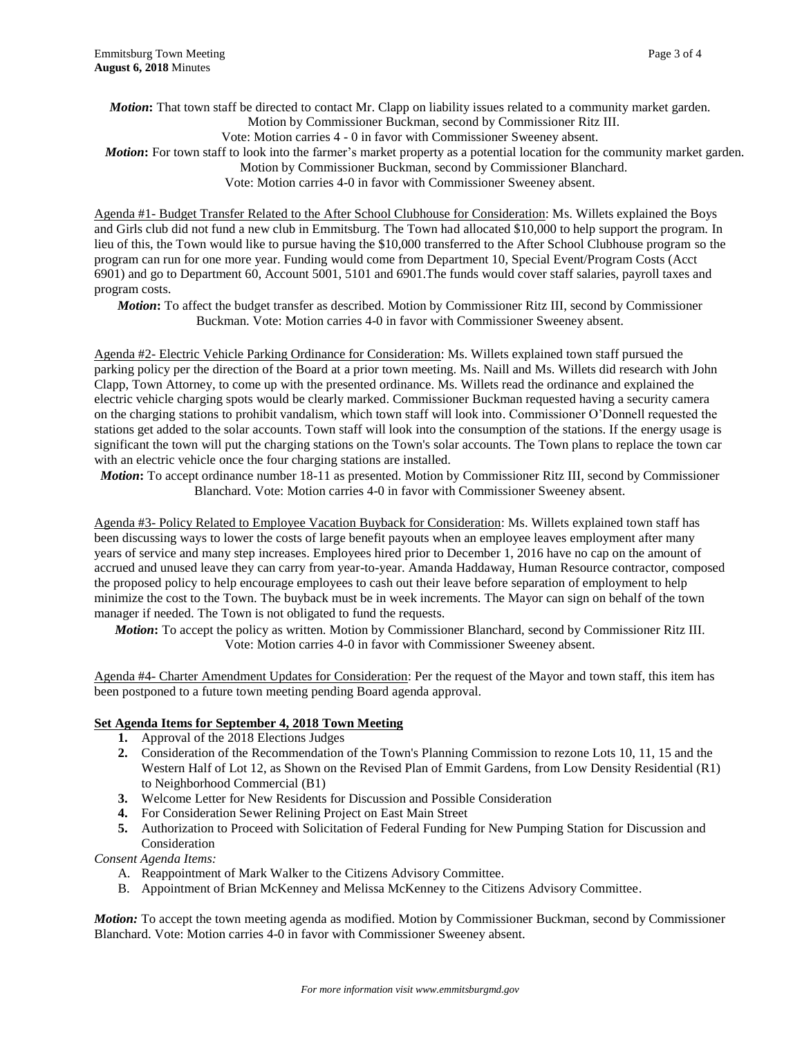***Motion*:** That town staff be directed to contact Mr. Clapp on liability issues related to a community market garden. Motion by Commissioner Buckman, second by Commissioner Ritz III. Vote: Motion carries 4 - 0 in favor with Commissioner Sweeney absent.

***Motion*:** For town staff to look into the farmer's market property as a potential location for the community market garden. Motion by Commissioner Buckman, second by Commissioner Blanchard. Vote: Motion carries 4-0 in favor with Commissioner Sweeney absent.

<u>Agenda #1- Budget Transfer Related to the After School Clubhouse for Consideration</u>: Ms. Willets explained the Boys and Girls club did not fund a new club in Emmitsburg. The Town had allocated $10,000 to help support the program. In lieu of this, the Town would like to pursue having the $10,000 transferred to the After School Clubhouse program so the program can run for one more year. Funding would come from Department 10, Special Event/Program Costs (Acct 6901) and go to Department 60, Account 5001, 5101 and 6901.The funds would cover staff salaries, payroll taxes and program costs.

***Motion*:** To affect the budget transfer as described. Motion by Commissioner Ritz III, second by Commissioner Buckman. Vote: Motion carries 4-0 in favor with Commissioner Sweeney absent.

<u>Agenda #2- Electric Vehicle Parking Ordinance for Consideration</u>: Ms. Willets explained town staff pursued the parking policy per the direction of the Board at a prior town meeting. Ms. Naill and Ms. Willets did research with John Clapp, Town Attorney, to come up with the presented ordinance. Ms. Willets read the ordinance and explained the electric vehicle charging spots would be clearly marked. Commissioner Buckman requested having a security camera on the charging stations to prohibit vandalism, which town staff will look into. Commissioner O'Donnell requested the stations get added to the solar accounts. Town staff will look into the consumption of the stations. If the energy usage is significant the town will put the charging stations on the Town's solar accounts. The Town plans to replace the town car with an electric vehicle once the four charging stations are installed.

***Motion*:** To accept ordinance number 18-11 as presented. Motion by Commissioner Ritz III, second by Commissioner Blanchard. Vote: Motion carries 4-0 in favor with Commissioner Sweeney absent.

<u>Agenda #3- Policy Related to Employee Vacation Buyback for Consideration</u>: Ms. Willets explained town staff has been discussing ways to lower the costs of large benefit payouts when an employee leaves employment after many years of service and many step increases. Employees hired prior to December 1, 2016 have no cap on the amount of accrued and unused leave they can carry from year-to-year. Amanda Haddaway, Human Resource contractor, composed the proposed policy to help encourage employees to cash out their leave before separation of employment to help minimize the cost to the Town. The buyback must be in week increments. The Mayor can sign on behalf of the town manager if needed. The Town is not obligated to fund the requests.

***Motion*:** To accept the policy as written. Motion by Commissioner Blanchard, second by Commissioner Ritz III. Vote: Motion carries 4-0 in favor with Commissioner Sweeney absent.

<u>Agenda #4- Charter Amendment Updates for Consideration</u>: Per the request of the Mayor and town staff, this item has been postponed to a future town meeting pending Board agenda approval.

**<u>Set Agenda Items for September 4, 2018 Town Meeting</u>**

1. Approval of the 2018 Elections Judges
2. Consideration of the Recommendation of the Town's Planning Commission to rezone Lots 10, 11, 15 and the Western Half of Lot 12, as Shown on the Revised Plan of Emmit Gardens, from Low Density Residential (R1) to Neighborhood Commercial (B1)
3. Welcome Letter for New Residents for Discussion and Possible Consideration
4. For Consideration Sewer Relining Project on East Main Street
5. Authorization to Proceed with Solicitation of Federal Funding for New Pumping Station for Discussion and Consideration

*Consent Agenda Items:*

A. Reappointment of Mark Walker to the Citizens Advisory Committee.
B. Appointment of Brian McKenney and Melissa McKenney to the Citizens Advisory Committee.

***Motion:*** To accept the town meeting agenda as modified. Motion by Commissioner Buckman, second by Commissioner Blanchard. Vote: Motion carries 4-0 in favor with Commissioner Sweeney absent.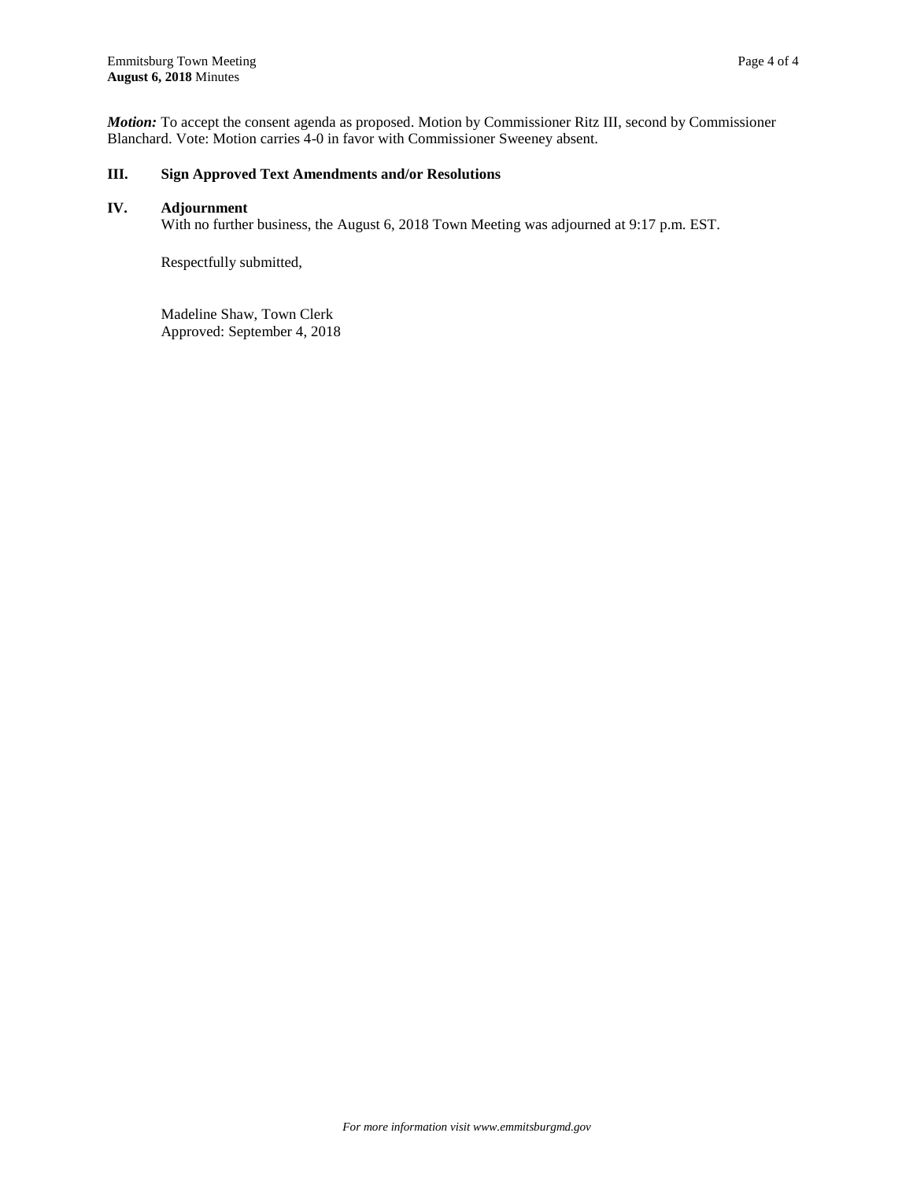***Motion:*** To accept the consent agenda as proposed. Motion by Commissioner Ritz III, second by Commissioner Blanchard. Vote: Motion carries 4-0 in favor with Commissioner Sweeney absent.

## III. Sign Approved Text Amendments and/or Resolutions

## IV. Adjournment

With no further business, the August 6, 2018 Town Meeting was adjourned at 9:17 p.m. EST.

Respectfully submitted,

Madeline Shaw, Town Clerk
Approved: September 4, 2018

*For more information visit www.emmitsburgmd.gov*